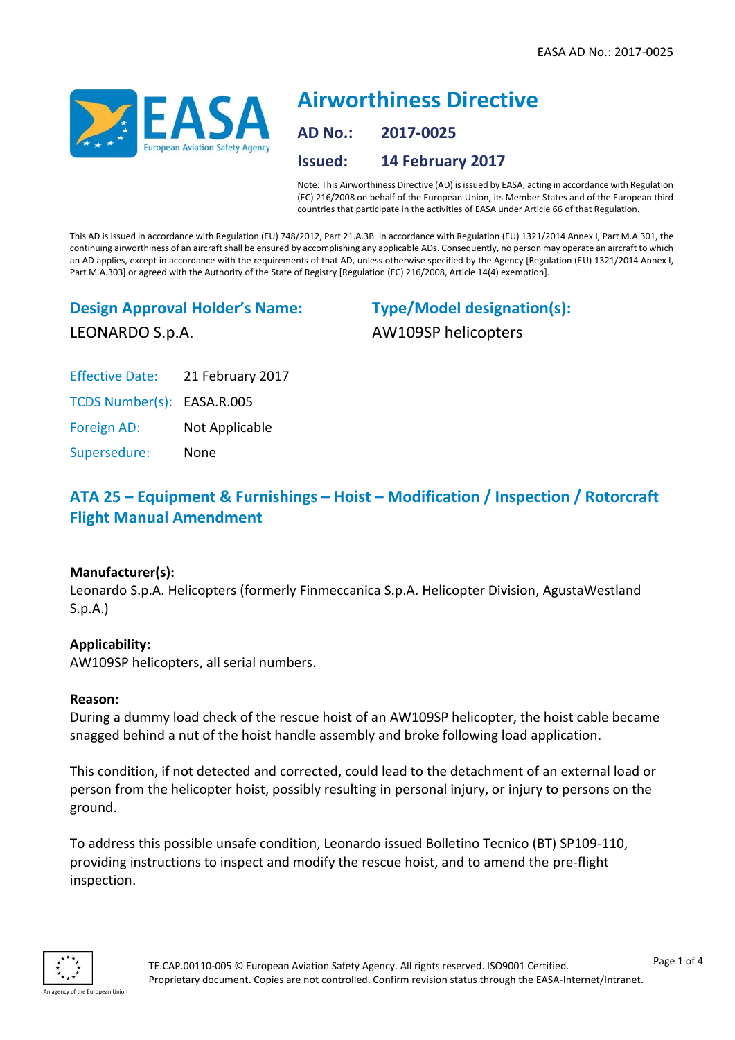# Airworthiness Directive

**AD No.:** 2017-0025

**Issued:** 14 February 2017

Note: This Airworthiness Directive (AD) is issued by EASA, acting in accordance with Regulation (EC) 216/2008 on behalf of the European Union, its Member States and of the European third countries that participate in the activities of EASA under Article 66 of that Regulation.

This AD is issued in accordance with Regulation (EU) 748/2012, Part 21.A.3B. In accordance with Regulation (EU) 1321/2014 Annex I, Part M.A.301, the continuing airworthiness of an aircraft shall be ensured by accomplishing any applicable ADs. Consequently, no person may operate an aircraft to which an AD applies, except in accordance with the requirements of that AD, unless otherwise specified by the Agency [Regulation (EU) 1321/2014 Annex I, Part M.A.303] or agreed with the Authority of the State of Registry [Regulation (EC) 216/2008, Article 14(4) exemption].

## Design Approval Holder's Name:

LEONARDO S.p.A.

## Type/Model designation(s):

AW109SP helicopters

| | |
|---|---|
| Effective Date: | 21 February 2017 |
| TCDS Number(s): | EASA.R.005 |
| Foreign AD: | Not Applicable |
| Supersedure: | None |

## ATA 25 – Equipment & Furnishings – Hoist – Modification / Inspection / Rotorcraft Flight Manual Amendment

**Manufacturer(s):**
Leonardo S.p.A. Helicopters (formerly Finmeccanica S.p.A. Helicopter Division, AgustaWestland S.p.A.)

**Applicability:**
AW109SP helicopters, all serial numbers.

**Reason:**
During a dummy load check of the rescue hoist of an AW109SP helicopter, the hoist cable became snagged behind a nut of the hoist handle assembly and broke following load application.

This condition, if not detected and corrected, could lead to the detachment of an external load or person from the helicopter hoist, possibly resulting in personal injury, or injury to persons on the ground.

To address this possible unsafe condition, Leonardo issued Bolletino Tecnico (BT) SP109-110, providing instructions to inspect and modify the rescue hoist, and to amend the pre-flight inspection.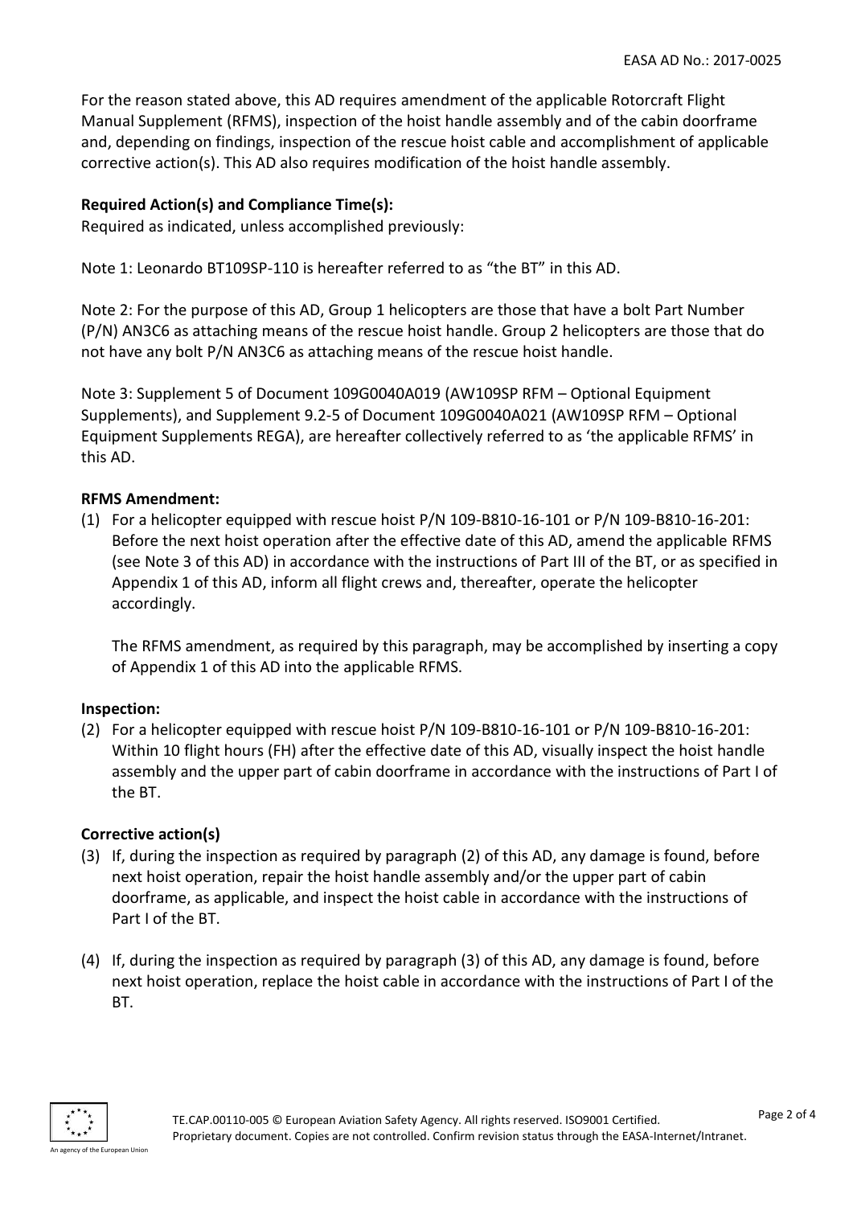For the reason stated above, this AD requires amendment of the applicable Rotorcraft Flight Manual Supplement (RFMS), inspection of the hoist handle assembly and of the cabin doorframe and, depending on findings, inspection of the rescue hoist cable and accomplishment of applicable corrective action(s). This AD also requires modification of the hoist handle assembly.

**Required Action(s) and Compliance Time(s):**

Required as indicated, unless accomplished previously:

Note 1: Leonardo BT109SP-110 is hereafter referred to as "the BT" in this AD.

Note 2: For the purpose of this AD, Group 1 helicopters are those that have a bolt Part Number (P/N) AN3C6 as attaching means of the rescue hoist handle. Group 2 helicopters are those that do not have any bolt P/N AN3C6 as attaching means of the rescue hoist handle.

Note 3: Supplement 5 of Document 109G0040A019 (AW109SP RFM – Optional Equipment Supplements), and Supplement 9.2-5 of Document 109G0040A021 (AW109SP RFM – Optional Equipment Supplements REGA), are hereafter collectively referred to as 'the applicable RFMS' in this AD.

**RFMS Amendment:**

(1) For a helicopter equipped with rescue hoist P/N 109-B810-16-101 or P/N 109-B810-16-201: Before the next hoist operation after the effective date of this AD, amend the applicable RFMS (see Note 3 of this AD) in accordance with the instructions of Part III of the BT, or as specified in Appendix 1 of this AD, inform all flight crews and, thereafter, operate the helicopter accordingly.

   The RFMS amendment, as required by this paragraph, may be accomplished by inserting a copy of Appendix 1 of this AD into the applicable RFMS.

**Inspection:**

(2) For a helicopter equipped with rescue hoist P/N 109-B810-16-101 or P/N 109-B810-16-201: Within 10 flight hours (FH) after the effective date of this AD, visually inspect the hoist handle assembly and the upper part of cabin doorframe in accordance with the instructions of Part I of the BT.

**Corrective action(s)**

(3) If, during the inspection as required by paragraph (2) of this AD, any damage is found, before next hoist operation, repair the hoist handle assembly and/or the upper part of cabin doorframe, as applicable, and inspect the hoist cable in accordance with the instructions of Part I of the BT.

(4) If, during the inspection as required by paragraph (3) of this AD, any damage is found, before next hoist operation, replace the hoist cable in accordance with the instructions of Part I of the BT.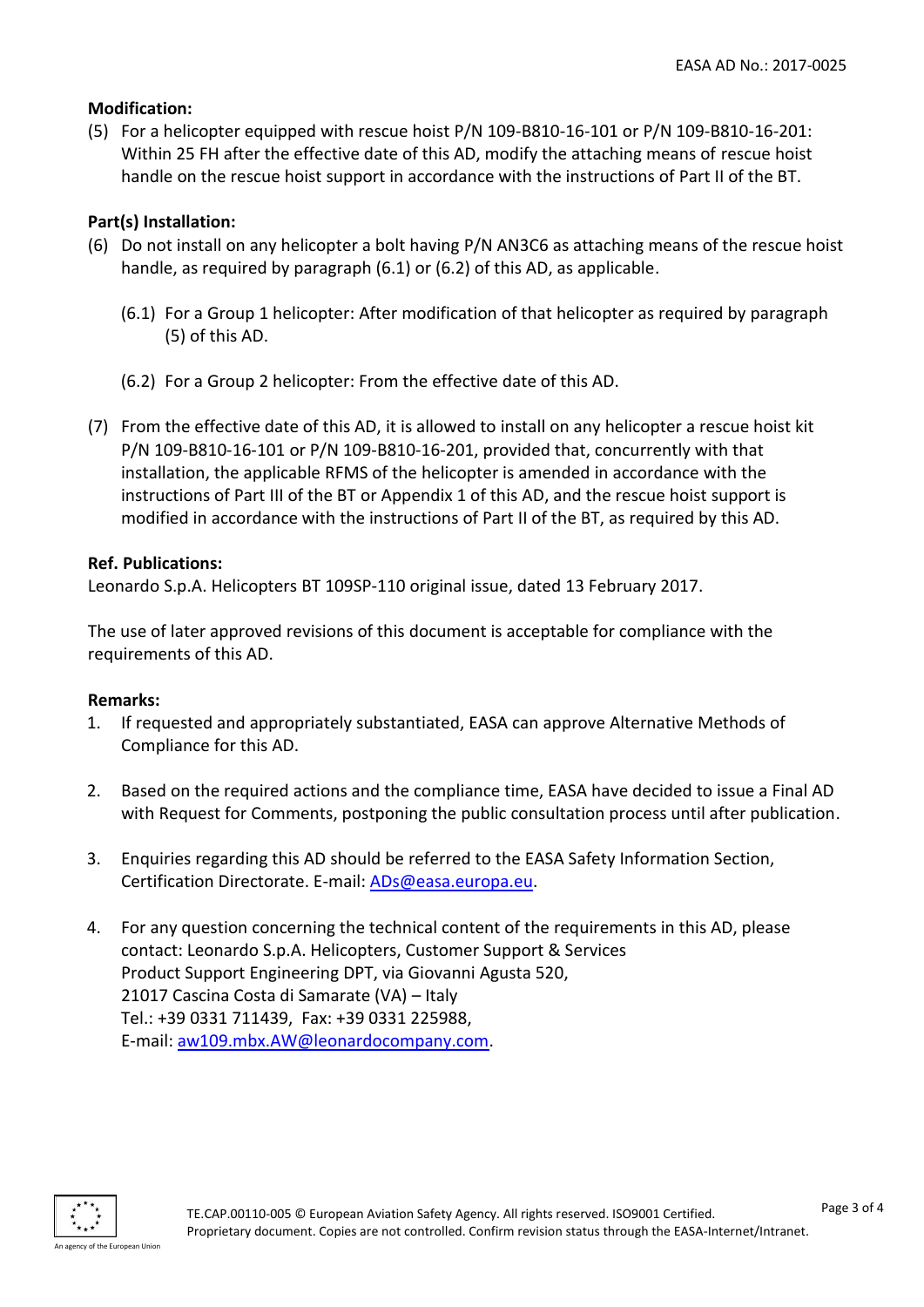**Modification:**

(5) For a helicopter equipped with rescue hoist P/N 109-B810-16-101 or P/N 109-B810-16-201: Within 25 FH after the effective date of this AD, modify the attaching means of rescue hoist handle on the rescue hoist support in accordance with the instructions of Part II of the BT.

**Part(s) Installation:**

(6) Do not install on any helicopter a bolt having P/N AN3C6 as attaching means of the rescue hoist handle, as required by paragraph (6.1) or (6.2) of this AD, as applicable.

(6.1) For a Group 1 helicopter: After modification of that helicopter as required by paragraph (5) of this AD.

(6.2) For a Group 2 helicopter: From the effective date of this AD.

(7) From the effective date of this AD, it is allowed to install on any helicopter a rescue hoist kit P/N 109-B810-16-101 or P/N 109-B810-16-201, provided that, concurrently with that installation, the applicable RFMS of the helicopter is amended in accordance with the instructions of Part III of the BT or Appendix 1 of this AD, and the rescue hoist support is modified in accordance with the instructions of Part II of the BT, as required by this AD.

**Ref. Publications:**

Leonardo S.p.A. Helicopters BT 109SP-110 original issue, dated 13 February 2017.

The use of later approved revisions of this document is acceptable for compliance with the requirements of this AD.

**Remarks:**

1. If requested and appropriately substantiated, EASA can approve Alternative Methods of Compliance for this AD.

2. Based on the required actions and the compliance time, EASA have decided to issue a Final AD with Request for Comments, postponing the public consultation process until after publication.

3. Enquiries regarding this AD should be referred to the EASA Safety Information Section, Certification Directorate. E-mail: ADs@easa.europa.eu.

4. For any question concerning the technical content of the requirements in this AD, please contact: Leonardo S.p.A. Helicopters, Customer Support & Services Product Support Engineering DPT, via Giovanni Agusta 520, 21017 Cascina Costa di Samarate (VA) – Italy Tel.: +39 0331 711439, Fax: +39 0331 225988, E-mail: aw109.mbx.AW@leonardocompany.com.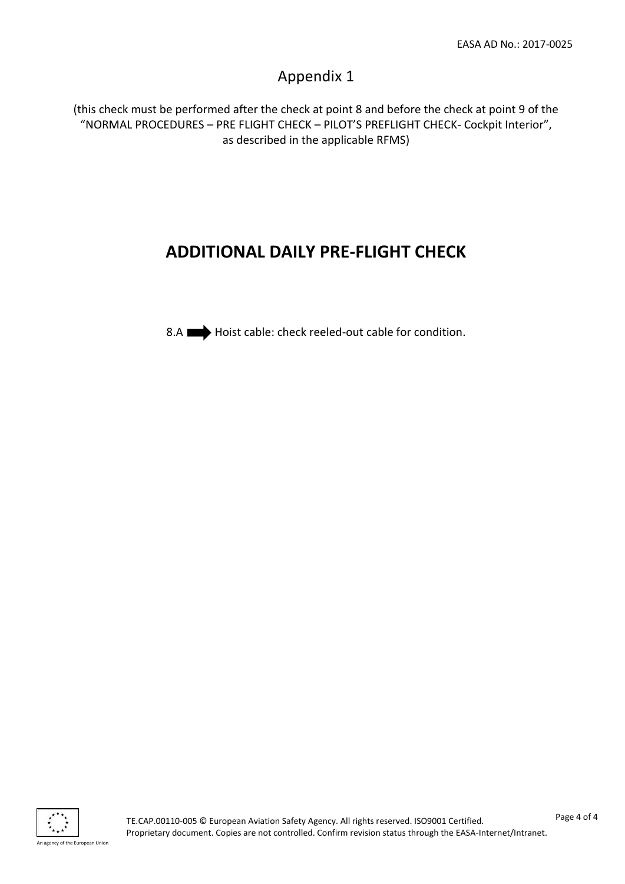# Appendix 1

(this check must be performed after the check at point 8 and before the check at point 9 of the "NORMAL PROCEDURES – PRE FLIGHT CHECK – PILOT'S PREFLIGHT CHECK- Cockpit Interior", as described in the applicable RFMS)

## ADDITIONAL DAILY PRE-FLIGHT CHECK

8.A ➡ Hoist cable: check reeled-out cable for condition.